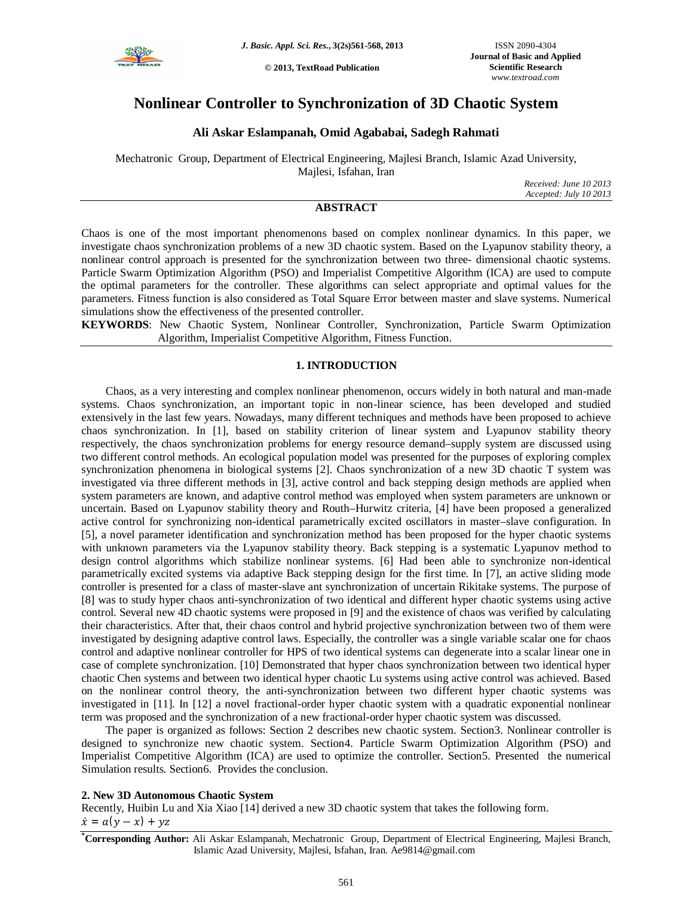# Nonlinear Controller to Synchronization of 3D Chaotic System

**Ali Askar Eslampanah, Omid Agababai, Sadegh Rahmati**

Mechatronic Group, Department of Electrical Engineering, Majlesi Branch, Islamic Azad University, Majlesi, Isfahan, Iran

*Received: June 10 2013*
*Accepted: July 10 2013*

## ABSTRACT

Chaos is one of the most important phenomenons based on complex nonlinear dynamics. In this paper, we investigate chaos synchronization problems of a new 3D chaotic system. Based on the Lyapunov stability theory, a nonlinear control approach is presented for the synchronization between two three- dimensional chaotic systems. Particle Swarm Optimization Algorithm (PSO) and Imperialist Competitive Algorithm (ICA) are used to compute the optimal parameters for the controller. These algorithms can select appropriate and optimal values for the parameters. Fitness function is also considered as Total Square Error between master and slave systems. Numerical simulations show the effectiveness of the presented controller.

**KEYWORDS**: New Chaotic System, Nonlinear Controller, Synchronization, Particle Swarm Optimization Algorithm, Imperialist Competitive Algorithm, Fitness Function.

## 1. INTRODUCTION

Chaos, as a very interesting and complex nonlinear phenomenon, occurs widely in both natural and man-made systems. Chaos synchronization, an important topic in non-linear science, has been developed and studied extensively in the last few years. Nowadays, many different techniques and methods have been proposed to achieve chaos synchronization. In [1], based on stability criterion of linear system and Lyapunov stability theory respectively, the chaos synchronization problems for energy resource demand–supply system are discussed using two different control methods. An ecological population model was presented for the purposes of exploring complex synchronization phenomena in biological systems [2]. Chaos synchronization of a new 3D chaotic T system was investigated via three different methods in [3], active control and back stepping design methods are applied when system parameters are known, and adaptive control method was employed when system parameters are unknown or uncertain. Based on Lyapunov stability theory and Routh–Hurwitz criteria, [4] have been proposed a generalized active control for synchronizing non-identical parametrically excited oscillators in master–slave configuration. In [5], a novel parameter identification and synchronization method has been proposed for the hyper chaotic systems with unknown parameters via the Lyapunov stability theory. Back stepping is a systematic Lyapunov method to design control algorithms which stabilize nonlinear systems. [6] Had been able to synchronize non-identical parametrically excited systems via adaptive Back stepping design for the first time. In [7], an active sliding mode controller is presented for a class of master-slave ant synchronization of uncertain Rikitake systems. The purpose of [8] was to study hyper chaos anti-synchronization of two identical and different hyper chaotic systems using active control. Several new 4D chaotic systems were proposed in [9] and the existence of chaos was verified by calculating their characteristics. After that, their chaos control and hybrid projective synchronization between two of them were investigated by designing adaptive control laws. Especially, the controller was a single variable scalar one for chaos control and adaptive nonlinear controller for HPS of two identical systems can degenerate into a scalar linear one in case of complete synchronization. [10] Demonstrated that hyper chaos synchronization between two identical hyper chaotic Chen systems and between two identical hyper chaotic Lu systems using active control was achieved. Based on the nonlinear control theory, the anti-synchronization between two different hyper chaotic systems was investigated in [11]. In [12] a novel fractional-order hyper chaotic system with a quadratic exponential nonlinear term was proposed and the synchronization of a new fractional-order hyper chaotic system was discussed.

The paper is organized as follows: Section 2 describes new chaotic system. Section3. Nonlinear controller is designed to synchronize new chaotic system. Section4. Particle Swarm Optimization Algorithm (PSO) and Imperialist Competitive Algorithm (ICA) are used to optimize the controller. Section5. Presented the numerical Simulation results. Section6. Provides the conclusion.

## 2. New 3D Autonomous Chaotic System

Recently, Huibin Lu and Xia Xiao [14] derived a new 3D chaotic system that takes the following form.

$\dot{x} = a(y - x) + yz$

**\*Corresponding Author:** Ali Askar Eslampanah, Mechatronic Group, Department of Electrical Engineering, Majlesi Branch, Islamic Azad University, Majlesi, Isfahan, Iran. Ae9814@gmail.com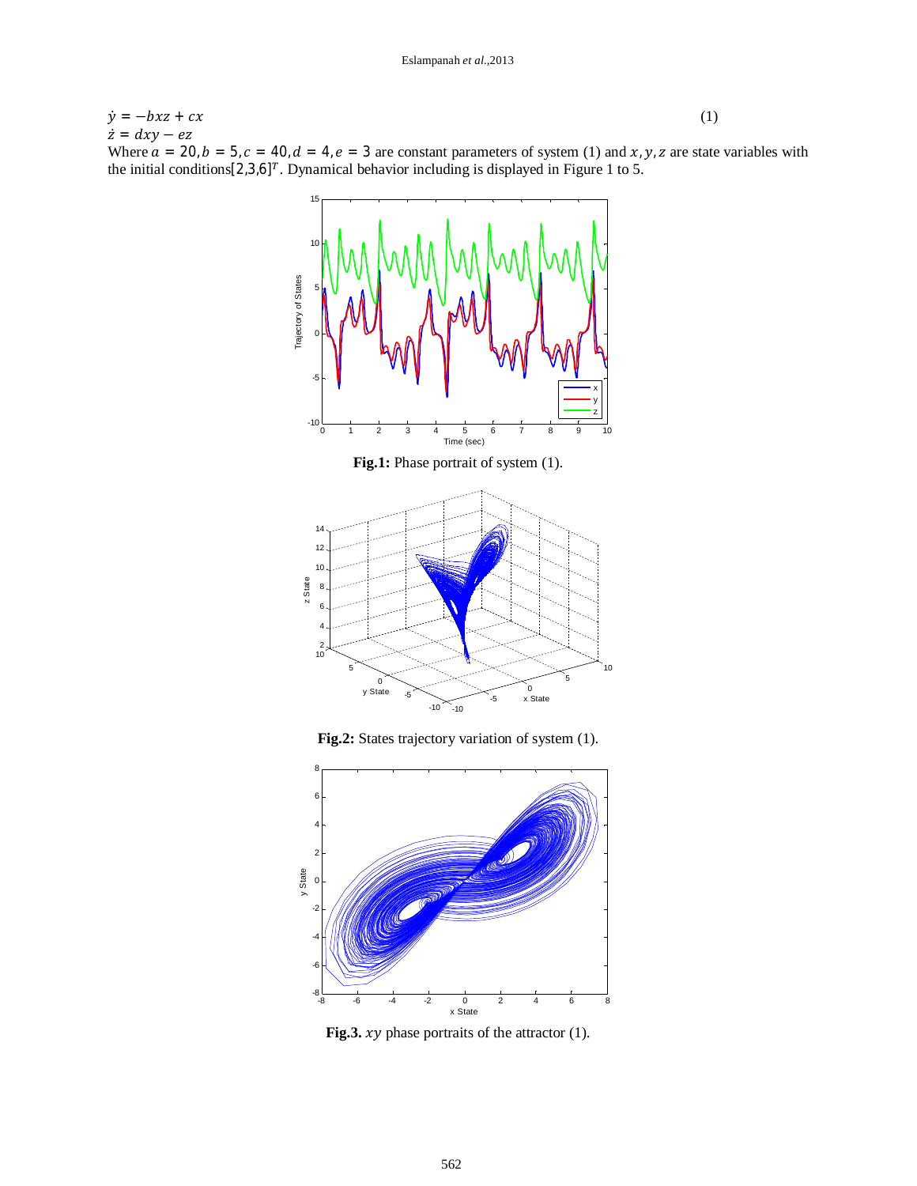$$\dot{y} = -bxz + cx \tag{1}$$
$$\dot{z} = dxy - ez$$

Where $a = 20, b = 5, c = 40, d = 4, e = 3$ are constant parameters of system (1) and $x, y, z$ are state variables with the initial conditions$[2,3,6]^T$. Dynamical behavior including is displayed in Figure 1 to 5.

**Fig.1:** Phase portrait of system (1).

**Fig.2:** States trajectory variation of system (1).

**Fig.3.** $xy$ phase portraits of the attractor (1).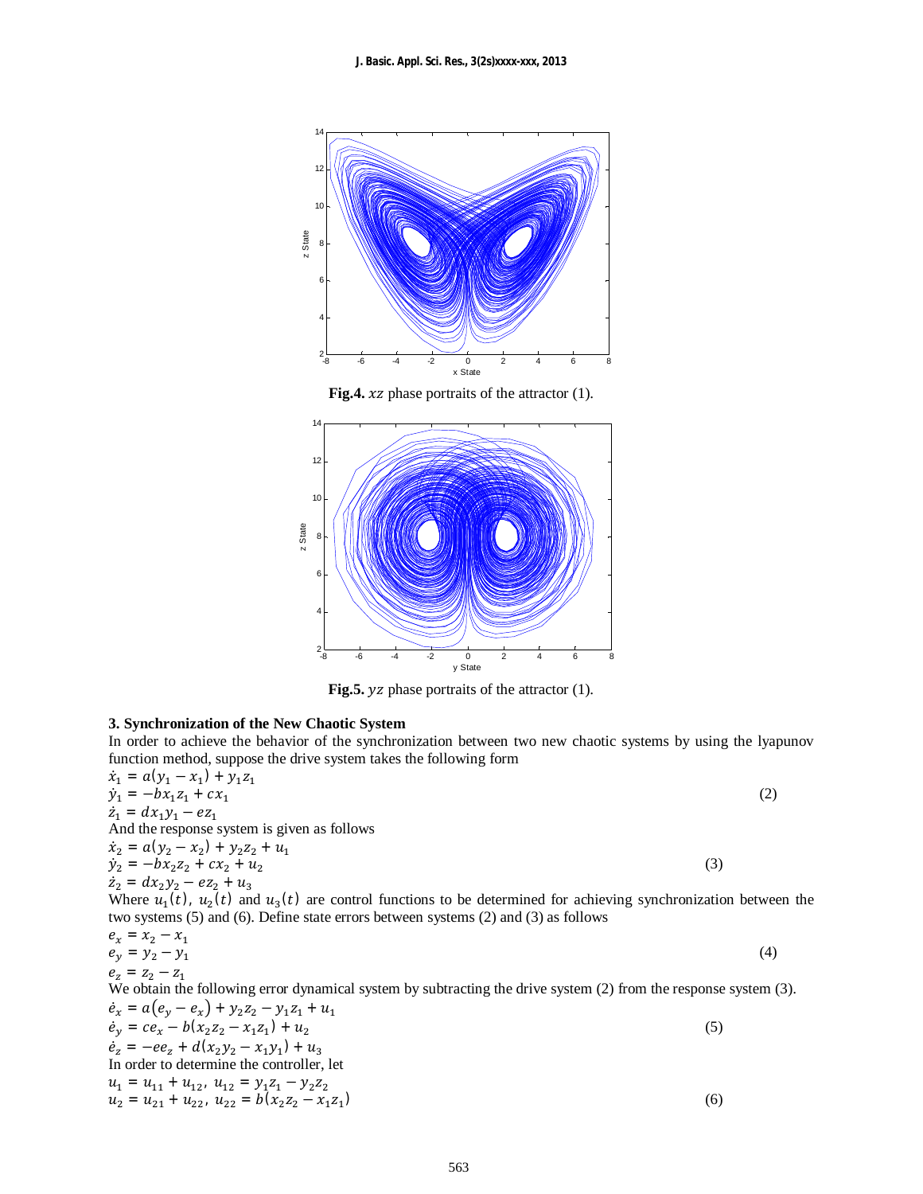**Fig.4.** $xz$ phase portraits of the attractor (1).

**Fig.5.** $yz$ phase portraits of the attractor (1).

### 3. Synchronization of the New Chaotic System

In order to achieve the behavior of the synchronization between two new chaotic systems by using the lyapunov function method, suppose the drive system takes the following form

$$\begin{aligned} \dot{x}_1 &= a(y_1 - x_1) + y_1 z_1 \\ \dot{y}_1 &= -b x_1 z_1 + c x_1 \\ \dot{z}_1 &= d x_1 y_1 - e z_1 \end{aligned} \tag{2}$$

And the response system is given as follows

$$\begin{aligned} \dot{x}_2 &= a(y_2 - x_2) + y_2 z_2 + u_1 \\ \dot{y}_2 &= -b x_2 z_2 + c x_2 + u_2 \\ \dot{z}_2 &= d x_2 y_2 - e z_2 + u_3 \end{aligned} \tag{3}$$

Where $u_1(t)$, $u_2(t)$ and $u_3(t)$ are control functions to be determined for achieving synchronization between the two systems (5) and (6). Define state errors between systems (2) and (3) as follows

$$\begin{aligned} e_x &= x_2 - x_1 \\ e_y &= y_2 - y_1 \\ e_z &= z_2 - z_1 \end{aligned} \tag{4}$$

We obtain the following error dynamical system by subtracting the drive system (2) from the response system (3).

$$\begin{aligned} \dot{e}_x &= a(e_y - e_x) + y_2 z_2 - y_1 z_1 + u_1 \\ \dot{e}_y &= c e_x - b(x_2 z_2 - x_1 z_1) + u_2 \\ \dot{e}_z &= -e e_z + d(x_2 y_2 - x_1 y_1) + u_3 \end{aligned} \tag{5}$$

In order to determine the controller, let

$$\begin{aligned} &u_1 = u_{11} + u_{12},\ u_{12} = y_1 z_1 - y_2 z_2 \\ &u_2 = u_{21} + u_{22},\ u_{22} = b(x_2 z_2 - x_1 z_1) \end{aligned} \tag{6}$$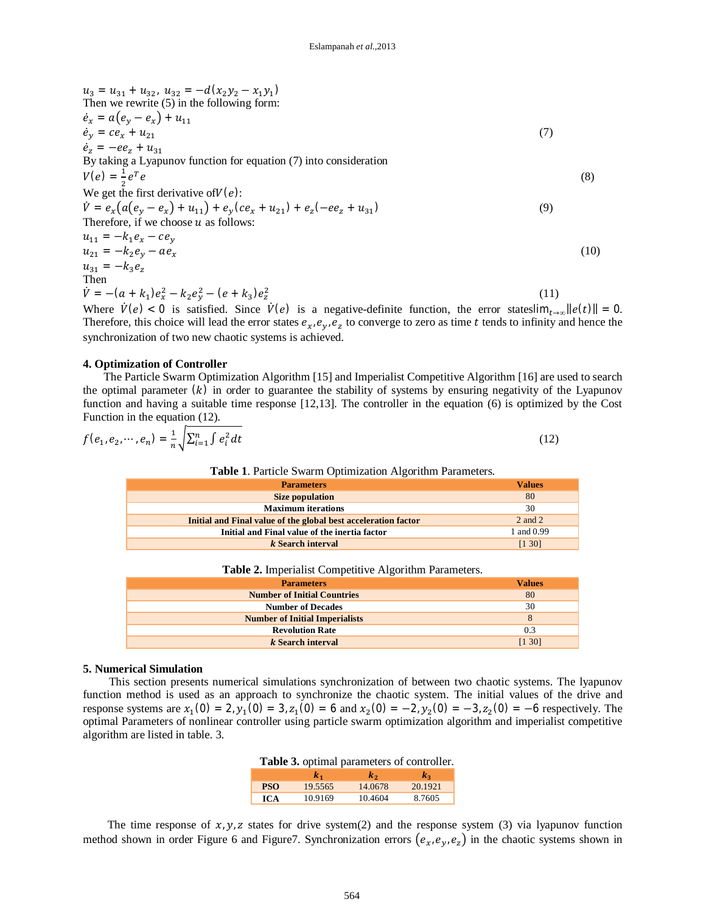$u_3 = u_{31} + u_{32}$, $u_{32} = -d(x_2 y_2 - x_1 y_1)$

Then we rewrite (5) in the following form:

$$\dot{e}_x = a(e_y - e_x) + u_{11}$$
$$\dot{e}_y = ce_x + u_{21} \quad (7)$$
$$\dot{e}_z = -ee_z + u_{31}$$

By taking a Lyapunov function for equation (7) into consideration

$$V(e) = \frac{1}{2} e^T e \quad (8)$$

We get the first derivative of $V(e)$:

$$\dot{V} = e_x\big(a(e_y - e_x) + u_{11}\big) + e_y(ce_x + u_{21}) + e_z(-ee_z + u_{31}) \quad (9)$$

Therefore, if we choose $u$ as follows:

$$u_{11} = -k_1 e_x - ce_y$$
$$u_{21} = -k_2 e_y - ae_x \quad (10)$$
$$u_{31} = -k_3 e_z$$

Then

$$\dot{V} = -(a + k_1)e_x^2 - k_2 e_y^2 - (e + k_3)e_z^2 \quad (11)$$

Where $\dot{V}(e) < 0$ is satisfied. Since $\dot{V}(e)$ is a negative-definite function, the error states $\lim_{t\to\infty}\|e(t)\| = 0$. Therefore, this choice will lead the error states $e_x, e_y, e_z$ to converge to zero as time $t$ tends to infinity and hence the synchronization of two new chaotic systems is achieved.

## 4. Optimization of Controller

The Particle Swarm Optimization Algorithm [15] and Imperialist Competitive Algorithm [16] are used to search the optimal parameter $(k)$ in order to guarantee the stability of systems by ensuring negativity of the Lyapunov function and having a suitable time response [12,13]. The controller in the equation (6) is optimized by the Cost Function in the equation (12).

$$f(e_1, e_2, \cdots, e_n) = \frac{1}{n}\sqrt{\sum_{i=1}^{n} \int e_i^2 \, dt} \quad (12)$$

**Table 1**. Particle Swarm Optimization Algorithm Parameters.

| Parameters | Values |
|---|---|
| Size population | 80 |
| Maximum iterations | 30 |
| Initial and Final value of the global best acceleration factor | 2 and 2 |
| Initial and Final value of the inertia factor | 1 and 0.99 |
| *k* Search interval | [1 30] |

**Table 2.** Imperialist Competitive Algorithm Parameters.

| Parameters | Values |
|---|---|
| Number of Initial Countries | 80 |
| Number of Decades | 30 |
| Number of Initial Imperialists | 8 |
| Revolution Rate | 0.3 |
| *k* Search interval | [1 30] |

## 5. Numerical Simulation

This section presents numerical simulations synchronization of between two chaotic systems. The lyapunov function method is used as an approach to synchronize the chaotic system. The initial values of the drive and response systems are $x_1(0) = 2, y_1(0) = 3, z_1(0) = 6$ and $x_2(0) = -2, y_2(0) = -3, z_2(0) = -6$ respectively. The optimal Parameters of nonlinear controller using particle swarm optimization algorithm and imperialist competitive algorithm are listed in table. 3.

**Table 3.** optimal parameters of controller.

| | $k_1$ | $k_2$ | $k_3$ |
|---|---|---|---|
| **PSO** | 19.5565 | 14.0678 | 20.1921 |
| **ICA** | 10.9169 | 10.4604 | 8.7605 |

The time response of $x, y, z$ states for drive system(2) and the response system (3) via lyapunov function method shown in order Figure 6 and Figure7. Synchronization errors $(e_x, e_y, e_z)$ in the chaotic systems shown in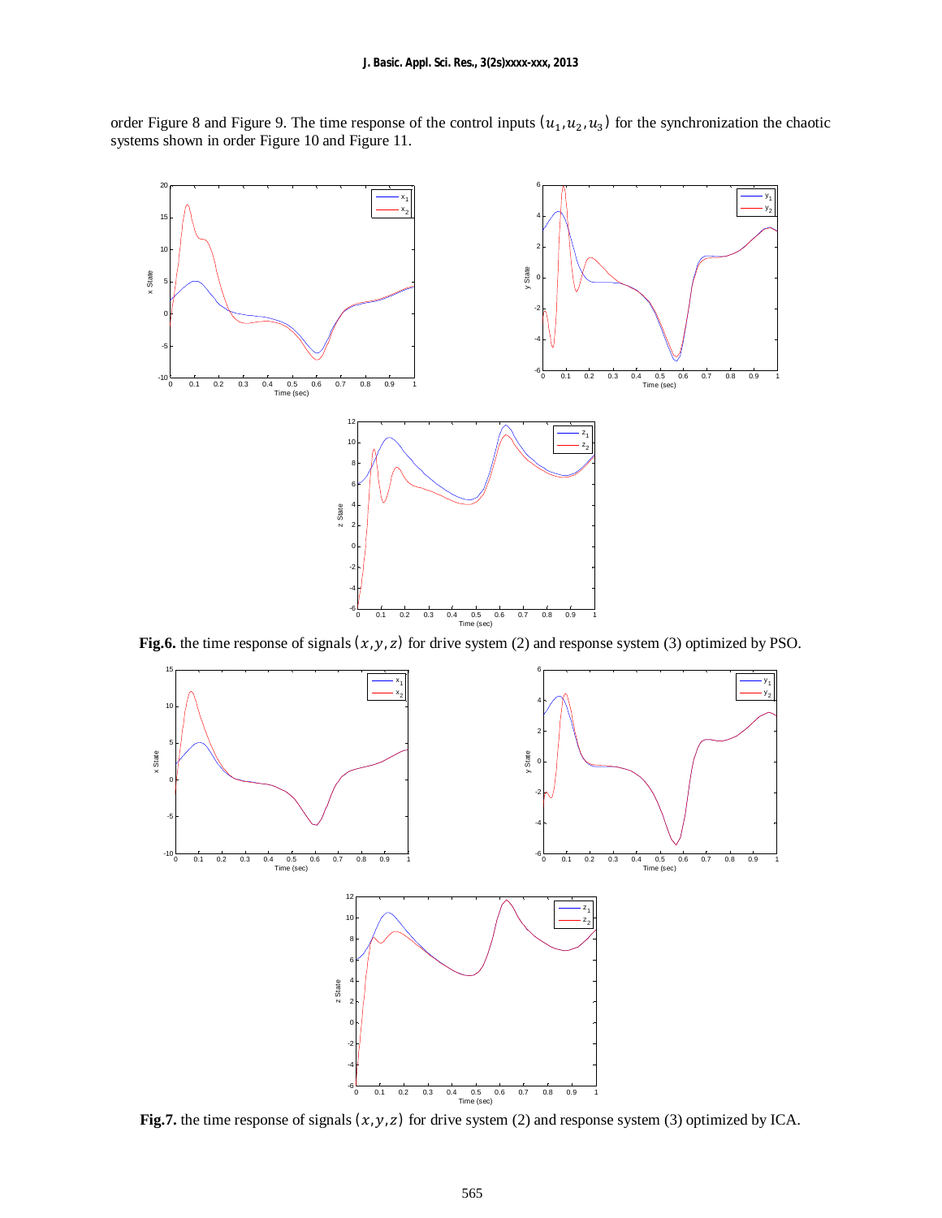order Figure 8 and Figure 9. The time response of the control inputs $(u_1, u_2, u_3)$ for the synchronization the chaotic systems shown in order Figure 10 and Figure 11.

**Fig.6.** the time response of signals $(x, y, z)$ for drive system (2) and response system (3) optimized by PSO.

**Fig.7.** the time response of signals $(x, y, z)$ for drive system (2) and response system (3) optimized by ICA.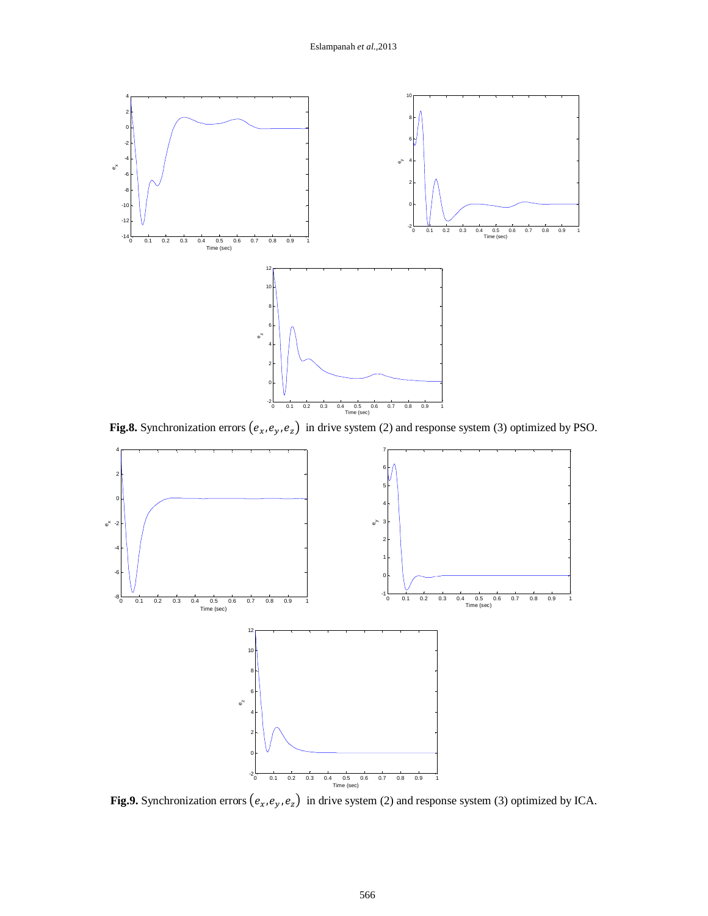**Fig.8.** Synchronization errors $(e_x, e_y, e_z)$ in drive system (2) and response system (3) optimized by PSO.

**Fig.9.** Synchronization errors $(e_x, e_y, e_z)$ in drive system (2) and response system (3) optimized by ICA.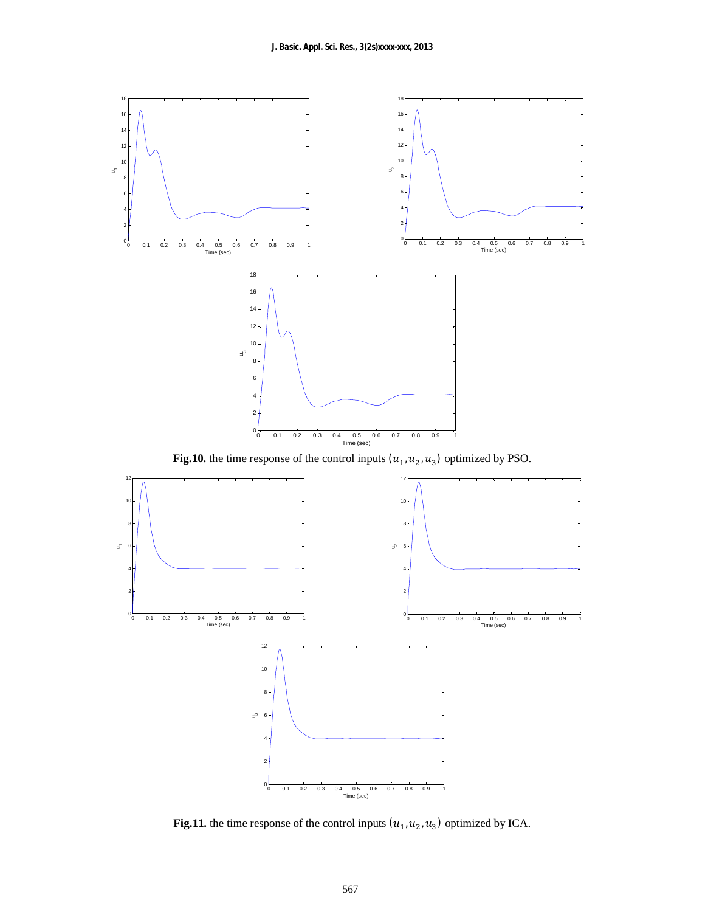**Fig.10.** the time response of the control inputs $(u_1, u_2, u_3)$ optimized by PSO.

**Fig.11.** the time response of the control inputs $(u_1, u_2, u_3)$ optimized by ICA.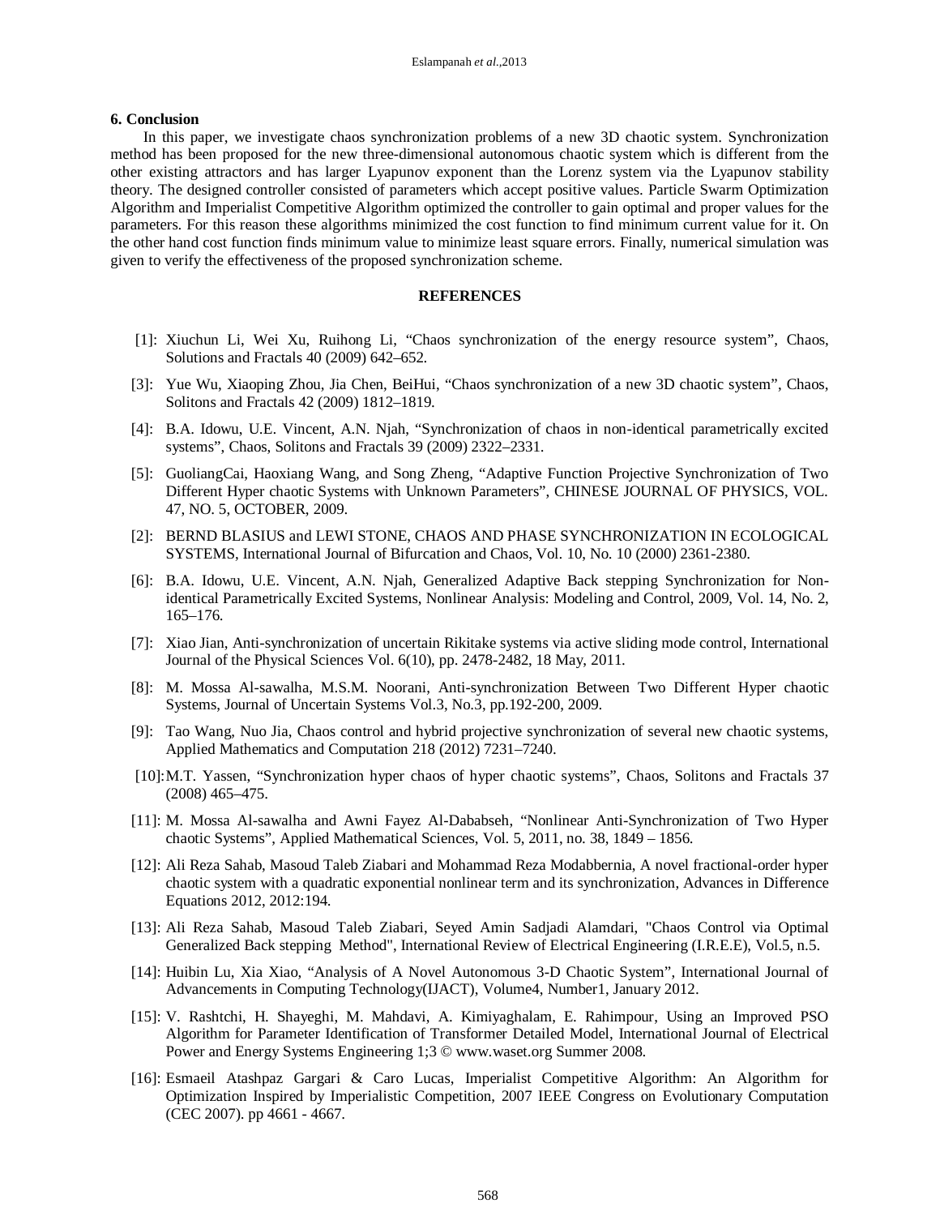## 6. Conclusion

In this paper, we investigate chaos synchronization problems of a new 3D chaotic system. Synchronization method has been proposed for the new three-dimensional autonomous chaotic system which is different from the other existing attractors and has larger Lyapunov exponent than the Lorenz system via the Lyapunov stability theory. The designed controller consisted of parameters which accept positive values. Particle Swarm Optimization Algorithm and Imperialist Competitive Algorithm optimized the controller to gain optimal and proper values for the parameters. For this reason these algorithms minimized the cost function to find minimum current value for it. On the other hand cost function finds minimum value to minimize least square errors. Finally, numerical simulation was given to verify the effectiveness of the proposed synchronization scheme.

## REFERENCES

[1]: Xiuchun Li, Wei Xu, Ruihong Li, "Chaos synchronization of the energy resource system", Chaos, Solutions and Fractals 40 (2009) 642–652.

[3]: Yue Wu, Xiaoping Zhou, Jia Chen, BeiHui, "Chaos synchronization of a new 3D chaotic system", Chaos, Solitons and Fractals 42 (2009) 1812–1819.

[4]: B.A. Idowu, U.E. Vincent, A.N. Njah, "Synchronization of chaos in non-identical parametrically excited systems", Chaos, Solitons and Fractals 39 (2009) 2322–2331.

[5]: GuoliangCai, Haoxiang Wang, and Song Zheng, "Adaptive Function Projective Synchronization of Two Different Hyper chaotic Systems with Unknown Parameters", CHINESE JOURNAL OF PHYSICS, VOL. 47, NO. 5, OCTOBER, 2009.

[2]: BERND BLASIUS and LEWI STONE, CHAOS AND PHASE SYNCHRONIZATION IN ECOLOGICAL SYSTEMS, International Journal of Bifurcation and Chaos, Vol. 10, No. 10 (2000) 2361-2380.

[6]: B.A. Idowu, U.E. Vincent, A.N. Njah, Generalized Adaptive Back stepping Synchronization for Non-identical Parametrically Excited Systems, Nonlinear Analysis: Modeling and Control, 2009, Vol. 14, No. 2, 165–176.

[7]: Xiao Jian, Anti-synchronization of uncertain Rikitake systems via active sliding mode control, International Journal of the Physical Sciences Vol. 6(10), pp. 2478-2482, 18 May, 2011.

[8]: M. Mossa Al-sawalha, M.S.M. Noorani, Anti-synchronization Between Two Different Hyper chaotic Systems, Journal of Uncertain Systems Vol.3, No.3, pp.192-200, 2009.

[9]: Tao Wang, Nuo Jia, Chaos control and hybrid projective synchronization of several new chaotic systems, Applied Mathematics and Computation 218 (2012) 7231–7240.

[10]: M.T. Yassen, "Synchronization hyper chaos of hyper chaotic systems", Chaos, Solitons and Fractals 37 (2008) 465–475.

[11]: M. Mossa Al-sawalha and Awni Fayez Al-Dababseh, "Nonlinear Anti-Synchronization of Two Hyper chaotic Systems", Applied Mathematical Sciences, Vol. 5, 2011, no. 38, 1849 – 1856.

[12]: Ali Reza Sahab, Masoud Taleb Ziabari and Mohammad Reza Modabbernia, A novel fractional-order hyper chaotic system with a quadratic exponential nonlinear term and its synchronization, Advances in Difference Equations 2012, 2012:194.

[13]: Ali Reza Sahab, Masoud Taleb Ziabari, Seyed Amin Sadjadi Alamdari, "Chaos Control via Optimal Generalized Back stepping Method", International Review of Electrical Engineering (I.R.E.E), Vol.5, n.5.

[14]: Huibin Lu, Xia Xiao, "Analysis of A Novel Autonomous 3-D Chaotic System", International Journal of Advancements in Computing Technology(IJACT), Volume4, Number1, January 2012.

[15]: V. Rashtchi, H. Shayeghi, M. Mahdavi, A. Kimiyaghalam, E. Rahimpour, Using an Improved PSO Algorithm for Parameter Identification of Transformer Detailed Model, International Journal of Electrical Power and Energy Systems Engineering 1;3 © www.waset.org Summer 2008.

[16]: Esmaeil Atashpaz Gargari & Caro Lucas, Imperialist Competitive Algorithm: An Algorithm for Optimization Inspired by Imperialistic Competition, 2007 IEEE Congress on Evolutionary Computation (CEC 2007). pp 4661 - 4667.